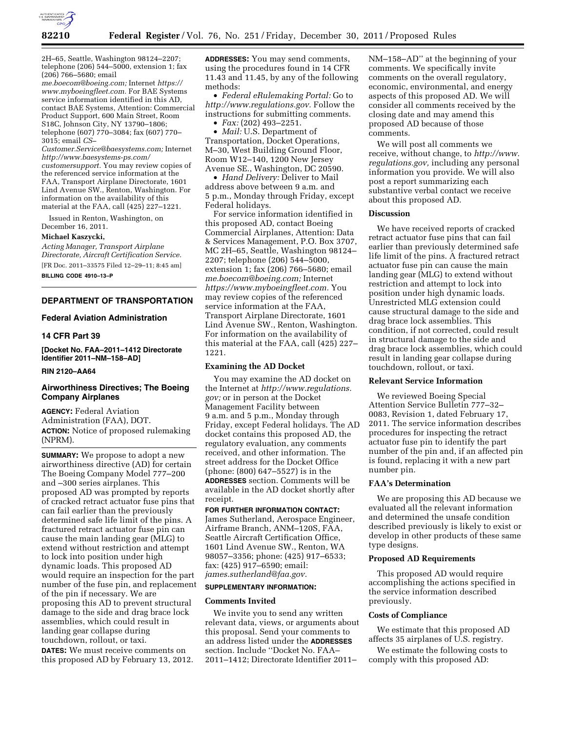2H–65, Seattle, Washington 98124–2207; telephone (206) 544–5000, extension 1; fax (206) 766–5680; email *me.boecom@boeing.com;* Internet *https://www.myboeingfleet.com.* For BAE Systems service information identified in this AD, contact BAE Systems, Attention: Commercial Product Support, 600 Main Street, Room S18C, Johnson City, NY 13790–1806; telephone (607) 770–3084; fax (607) 770–3015; email *CS–Customer.Service@baesystems.com;* Internet *http://www.baesystems-ps.com/customersupport.* You may review copies of the referenced service information at the FAA, Transport Airplane Directorate, 1601 Lind Avenue SW., Renton, Washington. For information on the availability of this material at the FAA, call (425) 227–1221.

Issued in Renton, Washington, on December 16, 2011.

**Michael Kaszycki,**

*Acting Manager, Transport Airplane Directorate, Aircraft Certification Service.*

[FR Doc. 2011–33575 Filed 12–29–11; 8:45 am]

**BILLING CODE 4910–13–P**

## DEPARTMENT OF TRANSPORTATION

### Federal Aviation Administration

### 14 CFR Part 39

**[Docket No. FAA–2011–1412 Directorate Identifier 2011–NM–158–AD]**

**RIN 2120–AA64**

### Airworthiness Directives; The Boeing Company Airplanes

**AGENCY:** Federal Aviation Administration (FAA), DOT.

**ACTION:** Notice of proposed rulemaking (NPRM).

**SUMMARY:** We propose to adopt a new airworthiness directive (AD) for certain The Boeing Company Model 777–200 and –300 series airplanes. This proposed AD was prompted by reports of cracked retract actuator fuse pins that can fail earlier than the previously determined safe life limit of the pins. A fractured retract actuator fuse pin can cause the main landing gear (MLG) to extend without restriction and attempt to lock into position under high dynamic loads. This proposed AD would require an inspection for the part number of the fuse pin, and replacement of the pin if necessary. We are proposing this AD to prevent structural damage to the side and drag brace lock assemblies, which could result in landing gear collapse during touchdown, rollout, or taxi.

**DATES:** We must receive comments on this proposed AD by February 13, 2012.

**ADDRESSES:** You may send comments, using the procedures found in 14 CFR 11.43 and 11.45, by any of the following methods:

- *Federal eRulemaking Portal:* Go to *http://www.regulations.gov.* Follow the instructions for submitting comments.
- *Fax:* (202) 493–2251.
- *Mail:* U.S. Department of Transportation, Docket Operations, M–30, West Building Ground Floor, Room W12–140, 1200 New Jersey Avenue SE., Washington, DC 20590.
- *Hand Delivery:* Deliver to Mail address above between 9 a.m. and 5 p.m., Monday through Friday, except Federal holidays.

For service information identified in this proposed AD, contact Boeing Commercial Airplanes, Attention: Data & Services Management, P.O. Box 3707, MC 2H–65, Seattle, Washington 98124–2207; telephone (206) 544–5000, extension 1; fax (206) 766–5680; email *me.boecom@boeing.com;* Internet *https://www.myboeingfleet.com.* You may review copies of the referenced service information at the FAA, Transport Airplane Directorate, 1601 Lind Avenue SW., Renton, Washington. For information on the availability of this material at the FAA, call (425) 227–1221.

#### Examining the AD Docket

You may examine the AD docket on the Internet at *http://www.regulations.gov;* or in person at the Docket Management Facility between 9 a.m. and 5 p.m., Monday through Friday, except Federal holidays. The AD docket contains this proposed AD, the regulatory evaluation, any comments received, and other information. The street address for the Docket Office (phone: (800) 647–5527) is in the **ADDRESSES** section. Comments will be available in the AD docket shortly after receipt.

**FOR FURTHER INFORMATION CONTACT:** James Sutherland, Aerospace Engineer, Airframe Branch, ANM–120S, FAA, Seattle Aircraft Certification Office, 1601 Lind Avenue SW., Renton, WA 98057–3356; phone: (425) 917–6533; fax: (425) 917–6590; email: *james.sutherland@faa.gov.*

**SUPPLEMENTARY INFORMATION:**

#### Comments Invited

We invite you to send any written relevant data, views, or arguments about this proposal. Send your comments to an address listed under the **ADDRESSES** section. Include ''Docket No. FAA–2011–1412; Directorate Identifier 2011–NM–158–AD'' at the beginning of your comments. We specifically invite comments on the overall regulatory, economic, environmental, and energy aspects of this proposed AD. We will consider all comments received by the closing date and may amend this proposed AD because of those comments.

We will post all comments we receive, without change, to *http://www.regulations.gov,* including any personal information you provide. We will also post a report summarizing each substantive verbal contact we receive about this proposed AD.

#### Discussion

We have received reports of cracked retract actuator fuse pins that can fail earlier than previously determined safe life limit of the pins. A fractured retract actuator fuse pin can cause the main landing gear (MLG) to extend without restriction and attempt to lock into position under high dynamic loads. Unrestricted MLG extension could cause structural damage to the side and drag brace lock assemblies. This condition, if not corrected, could result in structural damage to the side and drag brace lock assemblies, which could result in landing gear collapse during touchdown, rollout, or taxi.

#### Relevant Service Information

We reviewed Boeing Special Attention Service Bulletin 777–32–0083, Revision 1, dated February 17, 2011. The service information describes procedures for inspecting the retract actuator fuse pin to identify the part number of the pin and, if an affected pin is found, replacing it with a new part number pin.

#### FAA's Determination

We are proposing this AD because we evaluated all the relevant information and determined the unsafe condition described previously is likely to exist or develop in other products of these same type designs.

#### Proposed AD Requirements

This proposed AD would require accomplishing the actions specified in the service information described previously.

#### Costs of Compliance

We estimate that this proposed AD affects 35 airplanes of U.S. registry.

We estimate the following costs to comply with this proposed AD: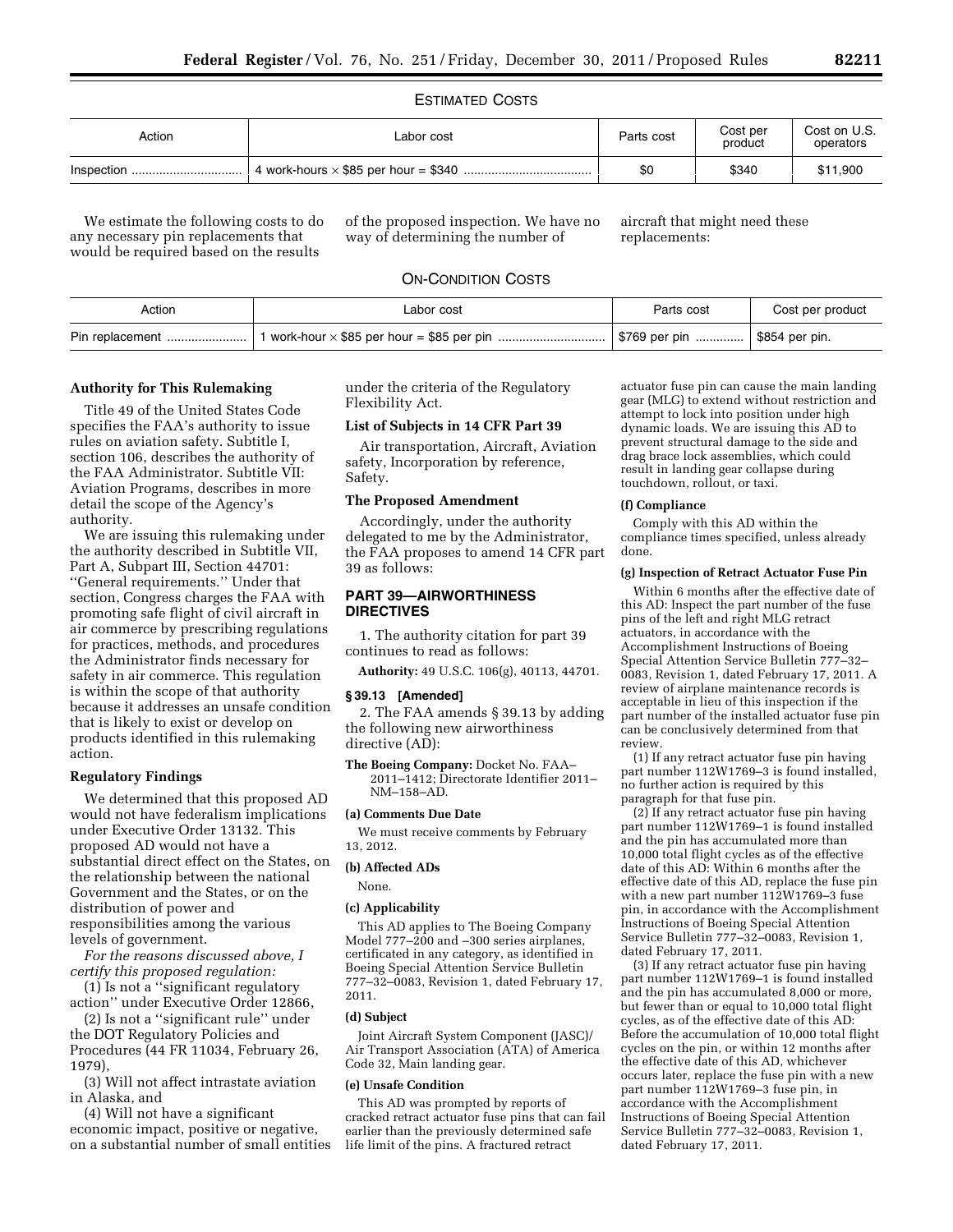### ESTIMATED COSTS

| Action | Labor cost | Parts cost | Cost per product | Cost on U.S. operators |
| --- | --- | --- | --- | --- |
| Inspection | 4 work-hours × $85 per hour = $340 | $0 | $340 | $11,900 |

We estimate the following costs to do any necessary pin replacements that would be required based on the results of the proposed inspection. We have no way of determining the number of aircraft that might need these replacements:

### ON-CONDITION COSTS

| Action | Labor cost | Parts cost | Cost per product |
| --- | --- | --- | --- |
| Pin replacement | 1 work-hour × $85 per hour = $85 per pin | $769 per pin | $854 per pin. |

**Authority for This Rulemaking**

Title 49 of the United States Code specifies the FAA's authority to issue rules on aviation safety. Subtitle I, section 106, describes the authority of the FAA Administrator. Subtitle VII: Aviation Programs, describes in more detail the scope of the Agency's authority.

We are issuing this rulemaking under the authority described in Subtitle VII, Part A, Subpart III, Section 44701: "General requirements." Under that section, Congress charges the FAA with promoting safe flight of civil aircraft in air commerce by prescribing regulations for practices, methods, and procedures the Administrator finds necessary for safety in air commerce. This regulation is within the scope of that authority because it addresses an unsafe condition that is likely to exist or develop on products identified in this rulemaking action.

**Regulatory Findings**

We determined that this proposed AD would not have federalism implications under Executive Order 13132. This proposed AD would not have a substantial direct effect on the States, on the relationship between the national Government and the States, or on the distribution of power and responsibilities among the various levels of government.

*For the reasons discussed above, I certify this proposed regulation:*

(1) Is not a "significant regulatory action" under Executive Order 12866,

(2) Is not a "significant rule" under the DOT Regulatory Policies and Procedures (44 FR 11034, February 26, 1979),

(3) Will not affect intrastate aviation in Alaska, and

(4) Will not have a significant economic impact, positive or negative, on a substantial number of small entities under the criteria of the Regulatory Flexibility Act.

**List of Subjects in 14 CFR Part 39**

Air transportation, Aircraft, Aviation safety, Incorporation by reference, Safety.

**The Proposed Amendment**

Accordingly, under the authority delegated to me by the Administrator, the FAA proposes to amend 14 CFR part 39 as follows:

## PART 39—AIRWORTHINESS DIRECTIVES

1. The authority citation for part 39 continues to read as follows:

**Authority:** 49 U.S.C. 106(g), 40113, 44701.

**§ 39.13 [Amended]**

2. The FAA amends § 39.13 by adding the following new airworthiness directive (AD):

**The Boeing Company:** Docket No. FAA–2011–1412; Directorate Identifier 2011–NM–158–AD.

**(a) Comments Due Date**

We must receive comments by February 13, 2012.

**(b) Affected ADs**

None.

**(c) Applicability**

This AD applies to The Boeing Company Model 777–200 and –300 series airplanes, certificated in any category, as identified in Boeing Special Attention Service Bulletin 777–32–0083, Revision 1, dated February 17, 2011.

**(d) Subject**

Joint Aircraft System Component (JASC)/Air Transport Association (ATA) of America Code 32, Main landing gear.

**(e) Unsafe Condition**

This AD was prompted by reports of cracked retract actuator fuse pins that can fail earlier than the previously determined safe life limit of the pins. A fractured retract actuator fuse pin can cause the main landing gear (MLG) to extend without restriction and attempt to lock into position under high dynamic loads. We are issuing this AD to prevent structural damage to the side and drag brace lock assemblies, which could result in landing gear collapse during touchdown, rollout, or taxi.

**(f) Compliance**

Comply with this AD within the compliance times specified, unless already done.

**(g) Inspection of Retract Actuator Fuse Pin**

Within 6 months after the effective date of this AD: Inspect the part number of the fuse pins of the left and right MLG retract actuators, in accordance with the Accomplishment Instructions of Boeing Special Attention Service Bulletin 777–32–0083, Revision 1, dated February 17, 2011. A review of airplane maintenance records is acceptable in lieu of this inspection if the part number of the installed actuator fuse pin can be conclusively determined from that review.

(1) If any retract actuator fuse pin having part number 112W1769–3 is found installed, no further action is required by this paragraph for that fuse pin.

(2) If any retract actuator fuse pin having part number 112W1769–1 is found installed and the pin has accumulated more than 10,000 total flight cycles as of the effective date of this AD: Within 6 months after the effective date of this AD, replace the fuse pin with a new part number 112W1769–3 fuse pin, in accordance with the Accomplishment Instructions of Boeing Special Attention Service Bulletin 777–32–0083, Revision 1, dated February 17, 2011.

(3) If any retract actuator fuse pin having part number 112W1769–1 is found installed and the pin has accumulated 8,000 or more, but fewer than or equal to 10,000 total flight cycles, as of the effective date of this AD: Before the accumulation of 10,000 total flight cycles on the pin, or within 12 months after the effective date of this AD, whichever occurs later, replace the fuse pin with a new part number 112W1769–3 fuse pin, in accordance with the Accomplishment Instructions of Boeing Special Attention Service Bulletin 777–32–0083, Revision 1, dated February 17, 2011.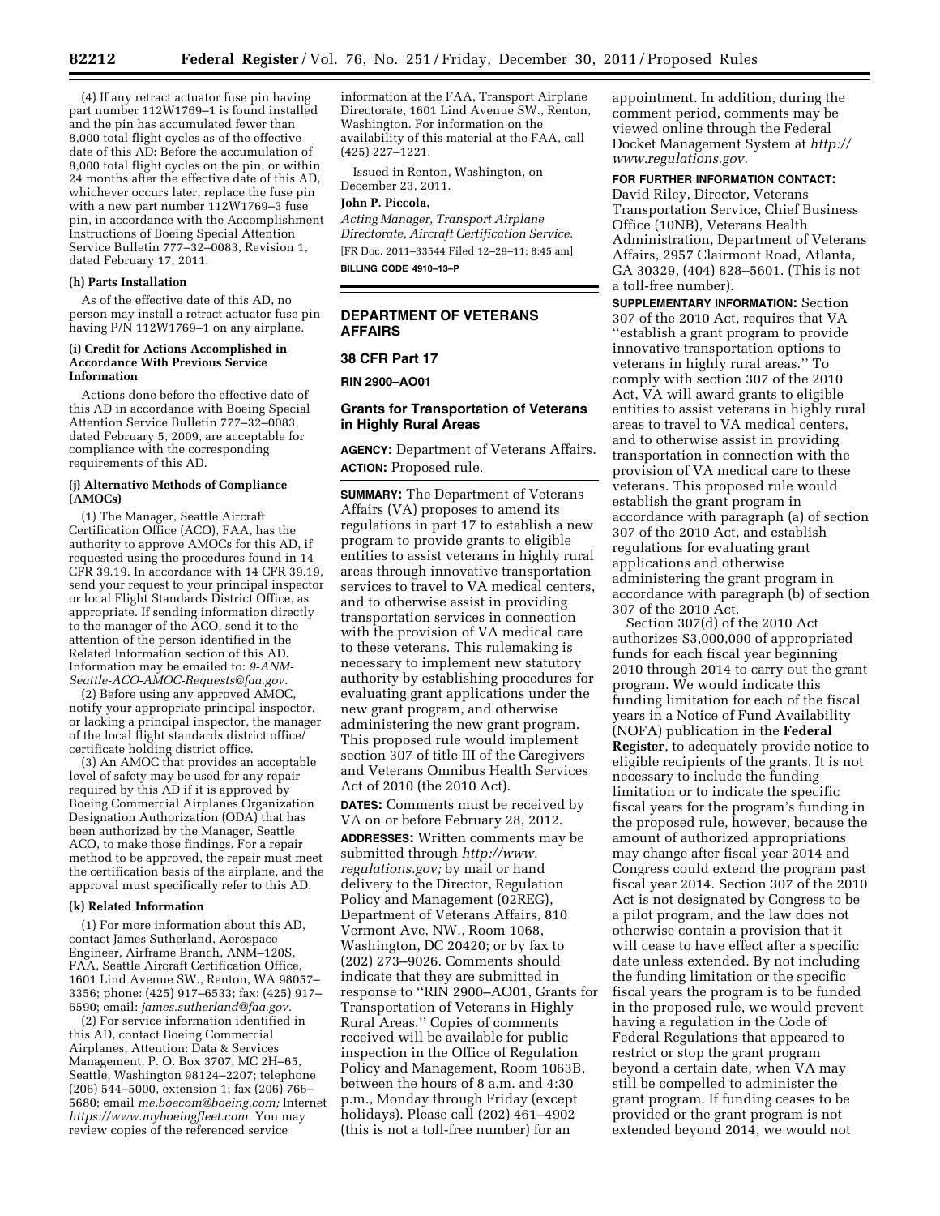(4) If any retract actuator fuse pin having part number 112W1769–1 is found installed and the pin has accumulated fewer than 8,000 total flight cycles as of the effective date of this AD: Before the accumulation of 8,000 total flight cycles on the pin, or within 24 months after the effective date of this AD, whichever occurs later, replace the fuse pin with a new part number 112W1769–3 fuse pin, in accordance with the Accomplishment Instructions of Boeing Special Attention Service Bulletin 777–32–0083, Revision 1, dated February 17, 2011.

#### (h) Parts Installation

As of the effective date of this AD, no person may install a retract actuator fuse pin having P/N 112W1769–1 on any airplane.

#### (i) Credit for Actions Accomplished in Accordance With Previous Service Information

Actions done before the effective date of this AD in accordance with Boeing Special Attention Service Bulletin 777–32–0083, dated February 5, 2009, are acceptable for compliance with the corresponding requirements of this AD.

#### (j) Alternative Methods of Compliance (AMOCs)

(1) The Manager, Seattle Aircraft Certification Office (ACO), FAA, has the authority to approve AMOCs for this AD, if requested using the procedures found in 14 CFR 39.19. In accordance with 14 CFR 39.19, send your request to your principal inspector or local Flight Standards District Office, as appropriate. If sending information directly to the manager of the ACO, send it to the attention of the person identified in the Related Information section of this AD. Information may be emailed to: *9-ANM-Seattle-ACO-AMOC-Requests@faa.gov.*

(2) Before using any approved AMOC, notify your appropriate principal inspector, or lacking a principal inspector, the manager of the local flight standards district office/certificate holding district office.

(3) An AMOC that provides an acceptable level of safety may be used for any repair required by this AD if it is approved by Boeing Commercial Airplanes Organization Designation Authorization (ODA) that has been authorized by the Manager, Seattle ACO, to make those findings. For a repair method to be approved, the repair must meet the certification basis of the airplane, and the approval must specifically refer to this AD.

#### (k) Related Information

(1) For more information about this AD, contact James Sutherland, Aerospace Engineer, Airframe Branch, ANM–120S, FAA, Seattle Aircraft Certification Office, 1601 Lind Avenue SW., Renton, WA 98057–3356; phone: (425) 917–6533; fax: (425) 917–6590; email: *james.sutherland@faa.gov.*

(2) For service information identified in this AD, contact Boeing Commercial Airplanes, Attention: Data & Services Management, P. O. Box 3707, MC 2H–65, Seattle, Washington 98124–2207; telephone (206) 544–5000, extension 1; fax (206) 766–5680; email *me.boecom@boeing.com;* Internet *https://www.myboeingfleet.com.* You may review copies of the referenced service information at the FAA, Transport Airplane Directorate, 1601 Lind Avenue SW., Renton, Washington. For information on the availability of this material at the FAA, call (425) 227–1221.

Issued in Renton, Washington, on December 23, 2011.

**John P. Piccola,**

*Acting Manager, Transport Airplane Directorate, Aircraft Certification Service.*

[FR Doc. 2011–33544 Filed 12–29–11; 8:45 am]

**BILLING CODE 4910–13–P**

---

## DEPARTMENT OF VETERANS AFFAIRS

### 38 CFR Part 17

**RIN 2900–AO01**

### Grants for Transportation of Veterans in Highly Rural Areas

**AGENCY:** Department of Veterans Affairs.

**ACTION:** Proposed rule.

**SUMMARY:** The Department of Veterans Affairs (VA) proposes to amend its regulations in part 17 to establish a new program to provide grants to eligible entities to assist veterans in highly rural areas through innovative transportation services to travel to VA medical centers, and to otherwise assist in providing transportation services in connection with the provision of VA medical care to these veterans. This rulemaking is necessary to implement new statutory authority by establishing procedures for evaluating grant applications under the new grant program, and otherwise administering the new grant program. This proposed rule would implement section 307 of title III of the Caregivers and Veterans Omnibus Health Services Act of 2010 (the 2010 Act).

**DATES:** Comments must be received by VA on or before February 28, 2012.

**ADDRESSES:** Written comments may be submitted through *http://www.regulations.gov;* by mail or hand delivery to the Director, Regulation Policy and Management (02REG), Department of Veterans Affairs, 810 Vermont Ave. NW., Room 1068, Washington, DC 20420; or by fax to (202) 273–9026. Comments should indicate that they are submitted in response to ''RIN 2900–AO01, Grants for Transportation of Veterans in Highly Rural Areas.'' Copies of comments received will be available for public inspection in the Office of Regulation Policy and Management, Room 1063B, between the hours of 8 a.m. and 4:30 p.m., Monday through Friday (except holidays). Please call (202) 461–4902 (this is not a toll-free number) for an appointment. In addition, during the comment period, comments may be viewed online through the Federal Docket Management System at *http://www.regulations.gov.*

**FOR FURTHER INFORMATION CONTACT:** David Riley, Director, Veterans Transportation Service, Chief Business Office (10NB), Veterans Health Administration, Department of Veterans Affairs, 2957 Clairmont Road, Atlanta, GA 30329, (404) 828–5601. (This is not a toll-free number).

**SUPPLEMENTARY INFORMATION:** Section 307 of the 2010 Act, requires that VA ''establish a grant program to provide innovative transportation options to veterans in highly rural areas.'' To comply with section 307 of the 2010 Act, VA will award grants to eligible entities to assist veterans in highly rural areas to travel to VA medical centers, and to otherwise assist in providing transportation in connection with the provision of VA medical care to these veterans. This proposed rule would establish the grant program in accordance with paragraph (a) of section 307 of the 2010 Act, and establish regulations for evaluating grant applications and otherwise administering the grant program in accordance with paragraph (b) of section 307 of the 2010 Act.

Section 307(d) of the 2010 Act authorizes $3,000,000 of appropriated funds for each fiscal year beginning 2010 through 2014 to carry out the grant program. We would indicate this funding limitation for each of the fiscal years in a Notice of Fund Availability (NOFA) publication in the **Federal Register**, to adequately provide notice to eligible recipients of the grants. It is not necessary to include the funding limitation or to indicate the specific fiscal years for the program's funding in the proposed rule, however, because the amount of authorized appropriations may change after fiscal year 2014 and Congress could extend the program past fiscal year 2014. Section 307 of the 2010 Act is not designated by Congress to be a pilot program, and the law does not otherwise contain a provision that it will cease to have effect after a specific date unless extended. By not including the funding limitation or the specific fiscal years the program is to be funded in the proposed rule, we would prevent having a regulation in the Code of Federal Regulations that appeared to restrict or stop the grant program beyond a certain date, when VA may still be compelled to administer the grant program. If funding ceases to be provided or the grant program is not extended beyond 2014, we would not